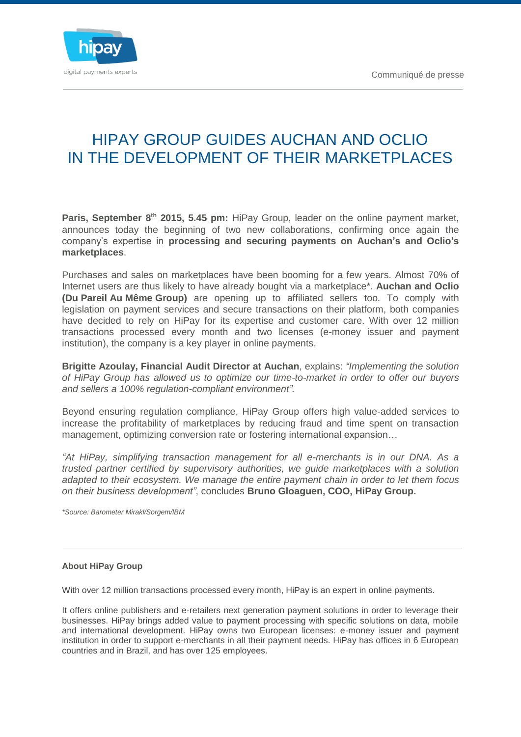Communiqué de presse

# HIPAY GROUP GUIDES AUCHAN AND OCLIO IN THE DEVELOPMENT OF THEIR MARKETPLACES

**Paris, September 8th 2015, 5.45 pm:** HiPay Group, leader on the online payment market, announces today the beginning of two new collaborations, confirming once again the company's expertise in **processing and securing payments on Auchan's and Oclio's marketplaces**.

Purchases and sales on marketplaces have been booming for a few years. Almost 70% of Internet users are thus likely to have already bought via a marketplace*. **Auchan and Oclio (Du Pareil Au Même Group)** are opening up to affiliated sellers too. To comply with legislation on payment services and secure transactions on their platform, both companies have decided to rely on HiPay for its expertise and customer care. With over 12 million transactions processed every month and two licenses (e-money issuer and payment institution), the company is a key player in online payments.

**Brigitte Azoulay, Financial Audit Director at Auchan**, explains: *"Implementing the solution of HiPay Group has allowed us to optimize our time-to-market in order to offer our buyers and sellers a 100% regulation-compliant environment".*

Beyond ensuring regulation compliance, HiPay Group offers high value-added services to increase the profitability of marketplaces by reducing fraud and time spent on transaction management, optimizing conversion rate or fostering international expansion…

*"At HiPay, simplifying transaction management for all e-merchants is in our DNA. As a trusted partner certified by supervisory authorities, we guide marketplaces with a solution adapted to their ecosystem. We manage the entire payment chain in order to let them focus on their business development"*, concludes **Bruno Gloaguen, COO, HiPay Group.**

*\*Source: Barometer Mirakl/Sorgem/IBM*

---

**About HiPay Group**

With over 12 million transactions processed every month, HiPay is an expert in online payments.

It offers online publishers and e-retailers next generation payment solutions in order to leverage their businesses. HiPay brings added value to payment processing with specific solutions on data, mobile and international development. HiPay owns two European licenses: e-money issuer and payment institution in order to support e-merchants in all their payment needs. HiPay has offices in 6 European countries and in Brazil, and has over 125 employees.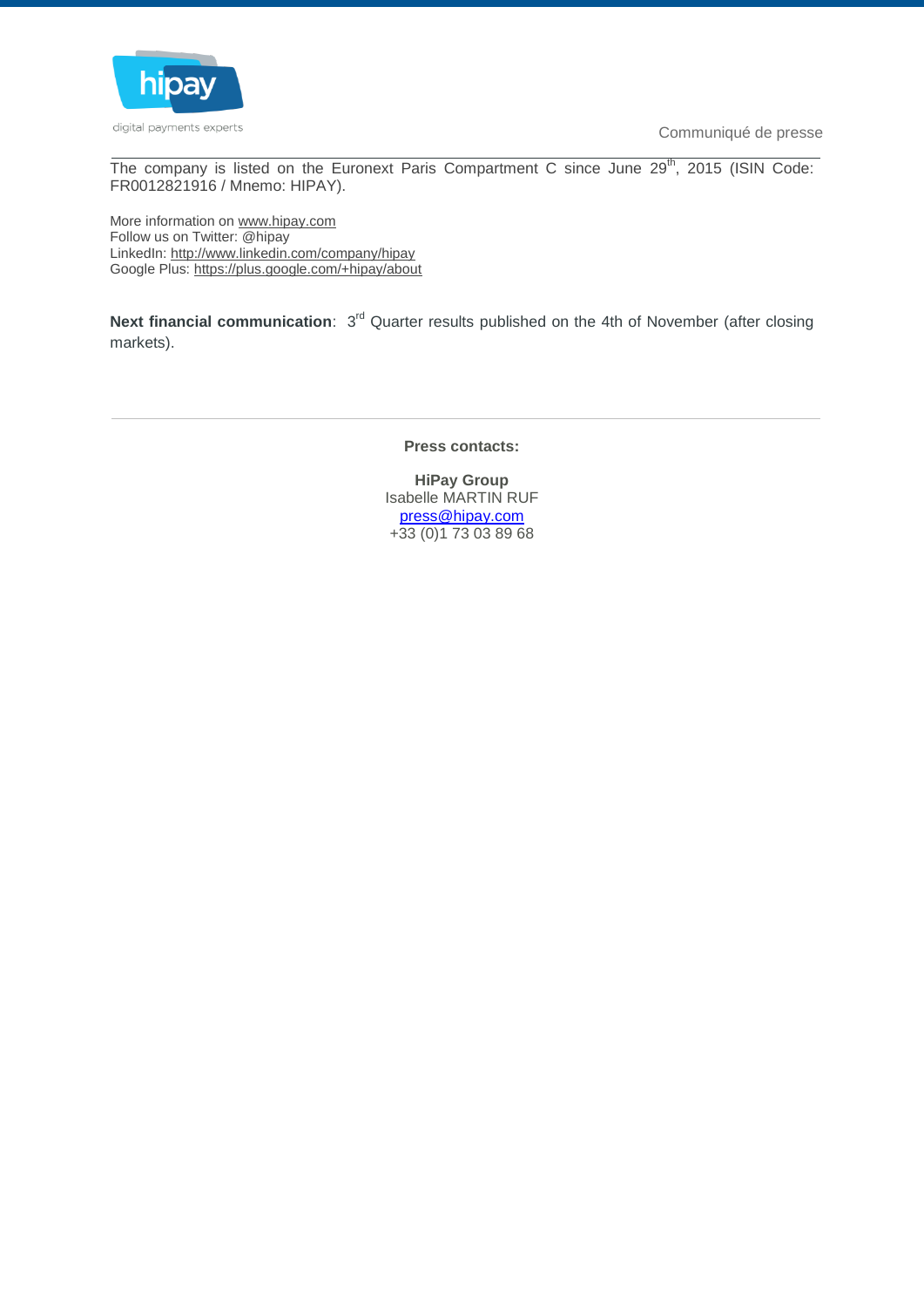The company is listed on the Euronext Paris Compartment C since June 29th, 2015 (ISIN Code: FR0012821916 / Mnemo: HIPAY).

More information on www.hipay.com
Follow us on Twitter: @hipay
LinkedIn: http://www.linkedin.com/company/hipay
Google Plus: https://plus.google.com/+hipay/about

**Next financial communication**: 3rd Quarter results published on the 4th of November (after closing markets).

---

**Press contacts:**

**HiPay Group**
Isabelle MARTIN RUF
press@hipay.com
+33 (0)1 73 03 89 68